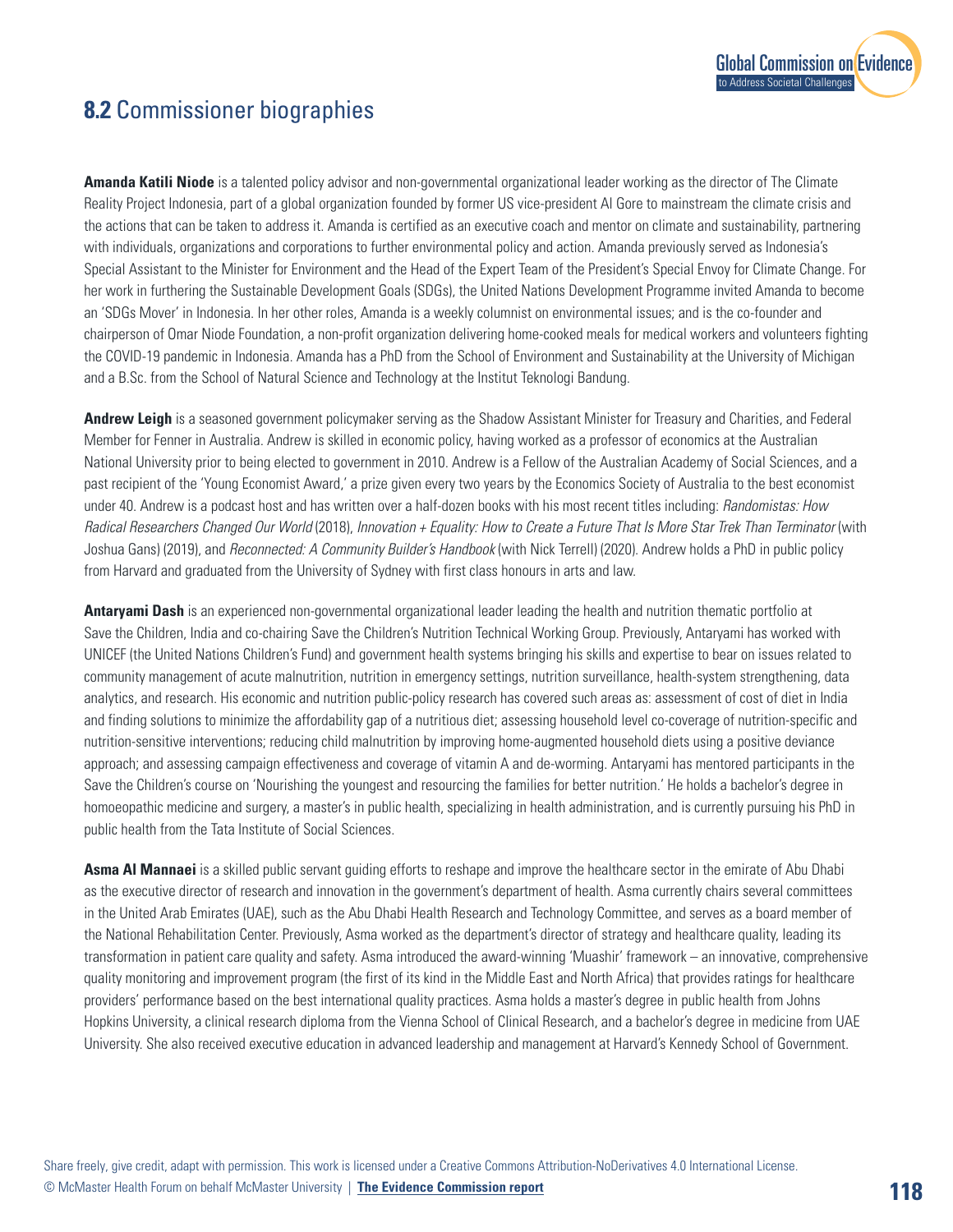## **8.2** Commissioner biographies

**Amanda Katili Niode** is a talented policy advisor and non-governmental organizational leader working as the director of The Climate Reality Project Indonesia, part of a global organization founded by former US vice-president Al Gore to mainstream the climate crisis and the actions that can be taken to address it. Amanda is certified as an executive coach and mentor on climate and sustainability, partnering with individuals, organizations and corporations to further environmental policy and action. Amanda previously served as Indonesia's Special Assistant to the Minister for Environment and the Head of the Expert Team of the President's Special Envoy for Climate Change. For her work in furthering the Sustainable Development Goals (SDGs), the United Nations Development Programme invited Amanda to become an 'SDGs Mover' in Indonesia. In her other roles, Amanda is a weekly columnist on environmental issues; and is the co-founder and chairperson of Omar Niode Foundation, a non-profit organization delivering home-cooked meals for medical workers and volunteers fighting the COVID-19 pandemic in Indonesia. Amanda has a PhD from the School of Environment and Sustainability at the University of Michigan and a B.Sc. from the School of Natural Science and Technology at the Institut Teknologi Bandung.

**Andrew Leigh** is a seasoned government policymaker serving as the Shadow Assistant Minister for Treasury and Charities, and Federal Member for Fenner in Australia. Andrew is skilled in economic policy, having worked as a professor of economics at the Australian National University prior to being elected to government in 2010. Andrew is a Fellow of the Australian Academy of Social Sciences, and a past recipient of the 'Young Economist Award,' a prize given every two years by the Economics Society of Australia to the best economist under 40. Andrew is a podcast host and has written over a half-dozen books with his most recent titles including: *Randomistas: How Radical Researchers Changed Our World* (2018), *Innovation + Equality: How to Create a Future That Is More Star Trek Than Terminator* (with Joshua Gans) (2019), and *Reconnected: A Community Builder's Handbook* (with Nick Terrell) (2020). Andrew holds a PhD in public policy from Harvard and graduated from the University of Sydney with first class honours in arts and law.

**Antaryami Dash** is an experienced non-governmental organizational leader leading the health and nutrition thematic portfolio at Save the Children, India and co-chairing Save the Children's Nutrition Technical Working Group. Previously, Antaryami has worked with UNICEF (the United Nations Children's Fund) and government health systems bringing his skills and expertise to bear on issues related to community management of acute malnutrition, nutrition in emergency settings, nutrition surveillance, health-system strengthening, data analytics, and research. His economic and nutrition public-policy research has covered such areas as: assessment of cost of diet in India and finding solutions to minimize the affordability gap of a nutritious diet; assessing household level co-coverage of nutrition-specific and nutrition-sensitive interventions; reducing child malnutrition by improving home-augmented household diets using a positive deviance approach; and assessing campaign effectiveness and coverage of vitamin A and de-worming. Antaryami has mentored participants in the Save the Children's course on 'Nourishing the youngest and resourcing the families for better nutrition.' He holds a bachelor's degree in homoeopathic medicine and surgery, a master's in public health, specializing in health administration, and is currently pursuing his PhD in public health from the Tata Institute of Social Sciences.

**Asma Al Mannaei** is a skilled public servant guiding efforts to reshape and improve the healthcare sector in the emirate of Abu Dhabi as the executive director of research and innovation in the government's department of health. Asma currently chairs several committees in the United Arab Emirates (UAE), such as the Abu Dhabi Health Research and Technology Committee, and serves as a board member of the National Rehabilitation Center. Previously, Asma worked as the department's director of strategy and healthcare quality, leading its transformation in patient care quality and safety. Asma introduced the award-winning 'Muashir' framework – an innovative, comprehensive quality monitoring and improvement program (the first of its kind in the Middle East and North Africa) that provides ratings for healthcare providers' performance based on the best international quality practices. Asma holds a master's degree in public health from Johns Hopkins University, a clinical research diploma from the Vienna School of Clinical Research, and a bachelor's degree in medicine from UAE University. She also received executive education in advanced leadership and management at Harvard's Kennedy School of Government.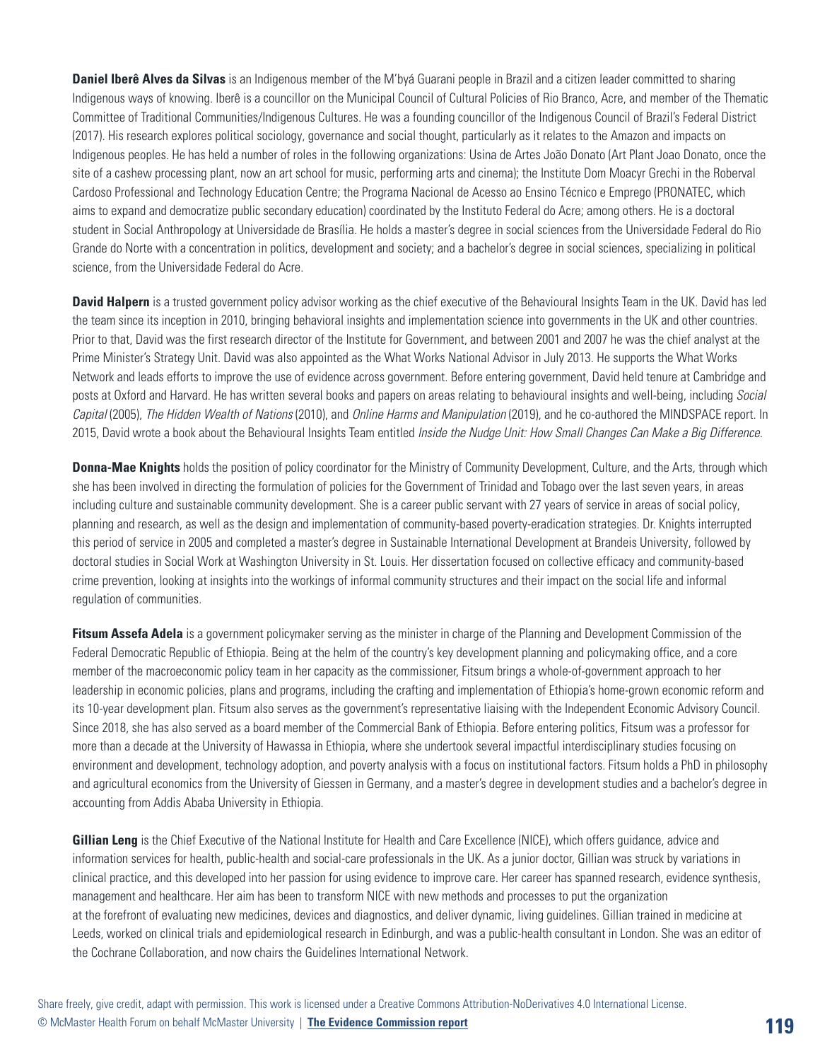**Daniel Iberê Alves da Silvas** is an Indigenous member of the M'byá Guarani people in Brazil and a citizen leader committed to sharing Indigenous ways of knowing. Iberê is a councillor on the Municipal Council of Cultural Policies of Rio Branco, Acre, and member of the Thematic Committee of Traditional Communities/Indigenous Cultures. He was a founding councillor of the Indigenous Council of Brazil's Federal District (2017). His research explores political sociology, governance and social thought, particularly as it relates to the Amazon and impacts on Indigenous peoples. He has held a number of roles in the following organizations: Usina de Artes João Donato (Art Plant Joao Donato, once the site of a cashew processing plant, now an art school for music, performing arts and cinema); the Institute Dom Moacyr Grechi in the Roberval Cardoso Professional and Technology Education Centre; the Programa Nacional de Acesso ao Ensino Técnico e Emprego (PRONATEC, which aims to expand and democratize public secondary education) coordinated by the Instituto Federal do Acre; among others. He is a doctoral student in Social Anthropology at Universidade de Brasília. He holds a master's degree in social sciences from the Universidade Federal do Rio Grande do Norte with a concentration in politics, development and society; and a bachelor's degree in social sciences, specializing in political science, from the Universidade Federal do Acre.

**David Halpern** is a trusted government policy advisor working as the chief executive of the Behavioural Insights Team in the UK. David has led the team since its inception in 2010, bringing behavioral insights and implementation science into governments in the UK and other countries. Prior to that, David was the first research director of the Institute for Government, and between 2001 and 2007 he was the chief analyst at the Prime Minister's Strategy Unit. David was also appointed as the What Works National Advisor in July 2013. He supports the What Works Network and leads efforts to improve the use of evidence across government. Before entering government, David held tenure at Cambridge and posts at Oxford and Harvard. He has written several books and papers on areas relating to behavioural insights and well-being, including *Social Capital* (2005), *The Hidden Wealth of Nations* (2010), and *Online Harms and Manipulation* (2019), and he co-authored the MINDSPACE report. In 2015, David wrote a book about the Behavioural Insights Team entitled *Inside the Nudge Unit: How Small Changes Can Make a Big Difference*.

**Donna-Mae Knights** holds the position of policy coordinator for the Ministry of Community Development, Culture, and the Arts, through which she has been involved in directing the formulation of policies for the Government of Trinidad and Tobago over the last seven years, in areas including culture and sustainable community development. She is a career public servant with 27 years of service in areas of social policy, planning and research, as well as the design and implementation of community-based poverty-eradication strategies. Dr. Knights interrupted this period of service in 2005 and completed a master's degree in Sustainable International Development at Brandeis University, followed by doctoral studies in Social Work at Washington University in St. Louis. Her dissertation focused on collective efficacy and community-based crime prevention, looking at insights into the workings of informal community structures and their impact on the social life and informal regulation of communities.

**Fitsum Assefa Adela** is a government policymaker serving as the minister in charge of the Planning and Development Commission of the Federal Democratic Republic of Ethiopia. Being at the helm of the country's key development planning and policymaking office, and a core member of the macroeconomic policy team in her capacity as the commissioner, Fitsum brings a whole-of-government approach to her leadership in economic policies, plans and programs, including the crafting and implementation of Ethiopia's home-grown economic reform and its 10-year development plan. Fitsum also serves as the government's representative liaising with the Independent Economic Advisory Council. Since 2018, she has also served as a board member of the Commercial Bank of Ethiopia. Before entering politics, Fitsum was a professor for more than a decade at the University of Hawassa in Ethiopia, where she undertook several impactful interdisciplinary studies focusing on environment and development, technology adoption, and poverty analysis with a focus on institutional factors. Fitsum holds a PhD in philosophy and agricultural economics from the University of Giessen in Germany, and a master's degree in development studies and a bachelor's degree in accounting from Addis Ababa University in Ethiopia.

**Gillian Leng** is the Chief Executive of the National Institute for Health and Care Excellence (NICE), which offers guidance, advice and information services for health, public-health and social-care professionals in the UK. As a junior doctor, Gillian was struck by variations in clinical practice, and this developed into her passion for using evidence to improve care. Her career has spanned research, evidence synthesis, management and healthcare. Her aim has been to transform NICE with new methods and processes to put the organization at the forefront of evaluating new medicines, devices and diagnostics, and deliver dynamic, living guidelines. Gillian trained in medicine at Leeds, worked on clinical trials and epidemiological research in Edinburgh, and was a public-health consultant in London. She was an editor of the Cochrane Collaboration, and now chairs the Guidelines International Network.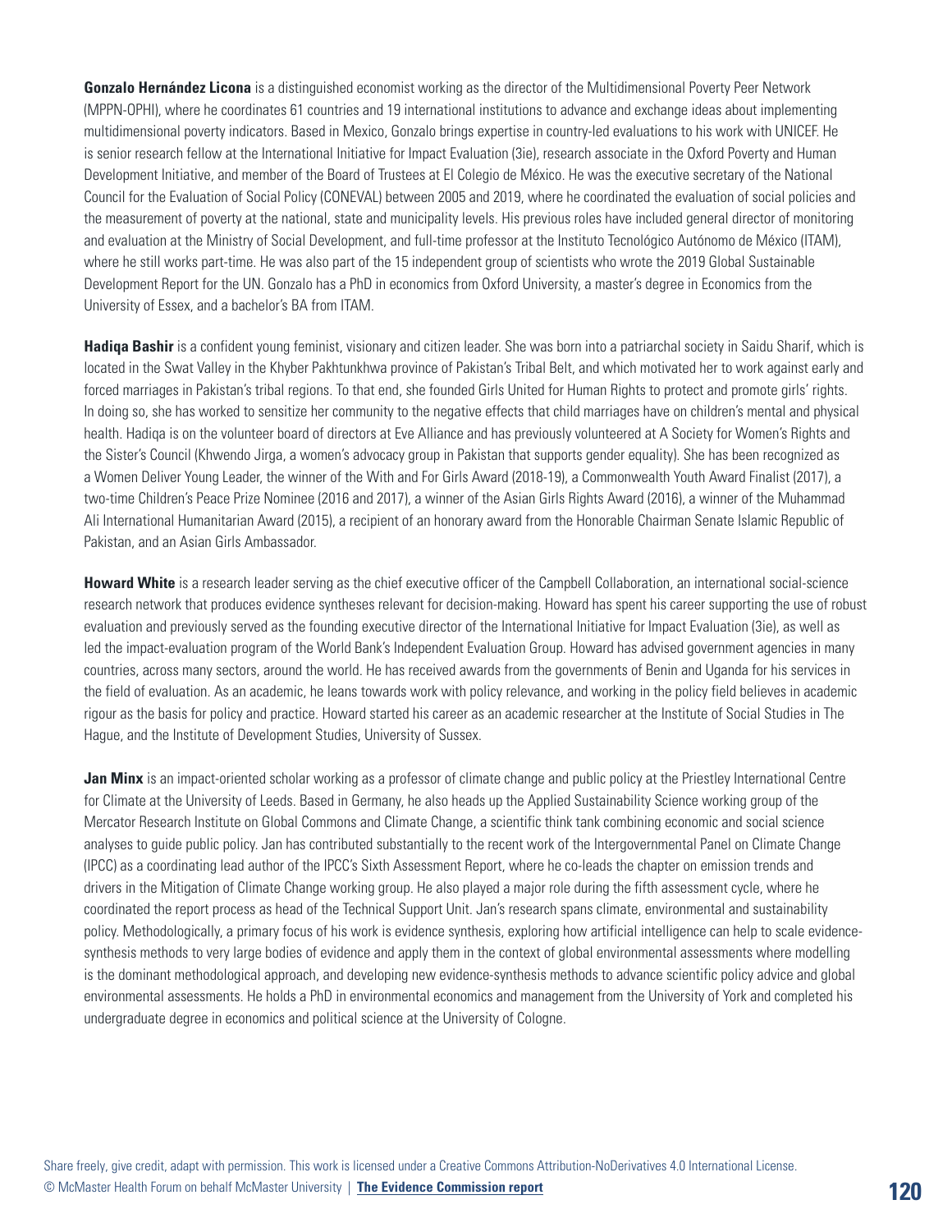**Gonzalo Hernández Licona** is a distinguished economist working as the director of the Multidimensional Poverty Peer Network (MPPN-OPHI), where he coordinates 61 countries and 19 international institutions to advance and exchange ideas about implementing multidimensional poverty indicators. Based in Mexico, Gonzalo brings expertise in country-led evaluations to his work with UNICEF. He is senior research fellow at the International Initiative for Impact Evaluation (3ie), research associate in the Oxford Poverty and Human Development Initiative, and member of the Board of Trustees at El Colegio de México. He was the executive secretary of the National Council for the Evaluation of Social Policy (CONEVAL) between 2005 and 2019, where he coordinated the evaluation of social policies and the measurement of poverty at the national, state and municipality levels. His previous roles have included general director of monitoring and evaluation at the Ministry of Social Development, and full-time professor at the Instituto Tecnológico Autónomo de México (ITAM), where he still works part-time. He was also part of the 15 independent group of scientists who wrote the 2019 Global Sustainable Development Report for the UN. Gonzalo has a PhD in economics from Oxford University, a master's degree in Economics from the University of Essex, and a bachelor's BA from ITAM.

**Hadiqa Bashir** is a confident young feminist, visionary and citizen leader. She was born into a patriarchal society in Saidu Sharif, which is located in the Swat Valley in the Khyber Pakhtunkhwa province of Pakistan's Tribal Belt, and which motivated her to work against early and forced marriages in Pakistan's tribal regions. To that end, she founded Girls United for Human Rights to protect and promote girls' rights. In doing so, she has worked to sensitize her community to the negative effects that child marriages have on children's mental and physical health. Hadiqa is on the volunteer board of directors at Eve Alliance and has previously volunteered at A Society for Women's Rights and the Sister's Council (Khwendo Jirga, a women's advocacy group in Pakistan that supports gender equality). She has been recognized as a Women Deliver Young Leader, the winner of the With and For Girls Award (2018-19), a Commonwealth Youth Award Finalist (2017), a two-time Children's Peace Prize Nominee (2016 and 2017), a winner of the Asian Girls Rights Award (2016), a winner of the Muhammad Ali International Humanitarian Award (2015), a recipient of an honorary award from the Honorable Chairman Senate Islamic Republic of Pakistan, and an Asian Girls Ambassador.

**Howard White** is a research leader serving as the chief executive officer of the Campbell Collaboration, an international social-science research network that produces evidence syntheses relevant for decision-making. Howard has spent his career supporting the use of robust evaluation and previously served as the founding executive director of the International Initiative for Impact Evaluation (3ie), as well as led the impact-evaluation program of the World Bank's Independent Evaluation Group. Howard has advised government agencies in many countries, across many sectors, around the world. He has received awards from the governments of Benin and Uganda for his services in the field of evaluation. As an academic, he leans towards work with policy relevance, and working in the policy field believes in academic rigour as the basis for policy and practice. Howard started his career as an academic researcher at the Institute of Social Studies in The Hague, and the Institute of Development Studies, University of Sussex.

**Jan Minx** is an impact-oriented scholar working as a professor of climate change and public policy at the Priestley International Centre for Climate at the University of Leeds. Based in Germany, he also heads up the Applied Sustainability Science working group of the Mercator Research Institute on Global Commons and Climate Change, a scientific think tank combining economic and social science analyses to guide public policy. Jan has contributed substantially to the recent work of the Intergovernmental Panel on Climate Change (IPCC) as a coordinating lead author of the IPCC's Sixth Assessment Report, where he co-leads the chapter on emission trends and drivers in the Mitigation of Climate Change working group. He also played a major role during the fifth assessment cycle, where he coordinated the report process as head of the Technical Support Unit. Jan's research spans climate, environmental and sustainability policy. Methodologically, a primary focus of his work is evidence synthesis, exploring how artificial intelligence can help to scale evidence-synthesis methods to very large bodies of evidence and apply them in the context of global environmental assessments where modelling is the dominant methodological approach, and developing new evidence-synthesis methods to advance scientific policy advice and global environmental assessments. He holds a PhD in environmental economics and management from the University of York and completed his undergraduate degree in economics and political science at the University of Cologne.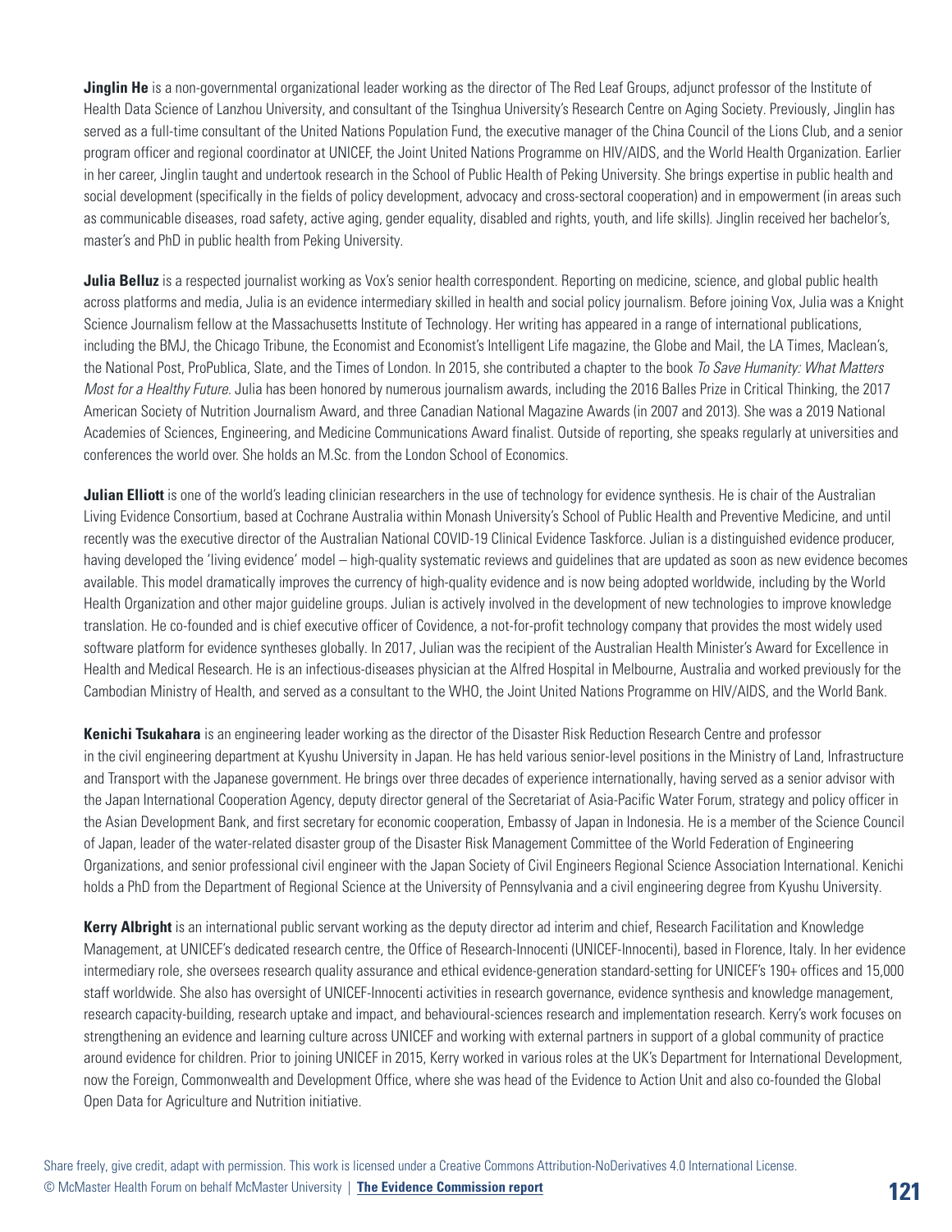**Jinglin He** is a non-governmental organizational leader working as the director of The Red Leaf Groups, adjunct professor of the Institute of Health Data Science of Lanzhou University, and consultant of the Tsinghua University's Research Centre on Aging Society. Previously, Jinglin has served as a full-time consultant of the United Nations Population Fund, the executive manager of the China Council of the Lions Club, and a senior program officer and regional coordinator at UNICEF, the Joint United Nations Programme on HIV/AIDS, and the World Health Organization. Earlier in her career, Jinglin taught and undertook research in the School of Public Health of Peking University. She brings expertise in public health and social development (specifically in the fields of policy development, advocacy and cross-sectoral cooperation) and in empowerment (in areas such as communicable diseases, road safety, active aging, gender equality, disabled and rights, youth, and life skills). Jinglin received her bachelor's, master's and PhD in public health from Peking University.

**Julia Belluz** is a respected journalist working as Vox's senior health correspondent. Reporting on medicine, science, and global public health across platforms and media, Julia is an evidence intermediary skilled in health and social policy journalism. Before joining Vox, Julia was a Knight Science Journalism fellow at the Massachusetts Institute of Technology. Her writing has appeared in a range of international publications, including the BMJ, the Chicago Tribune, the Economist and Economist's Intelligent Life magazine, the Globe and Mail, the LA Times, Maclean's, the National Post, ProPublica, Slate, and the Times of London. In 2015, she contributed a chapter to the book *To Save Humanity: What Matters Most for a Healthy Future*. Julia has been honored by numerous journalism awards, including the 2016 Balles Prize in Critical Thinking, the 2017 American Society of Nutrition Journalism Award, and three Canadian National Magazine Awards (in 2007 and 2013). She was a 2019 National Academies of Sciences, Engineering, and Medicine Communications Award finalist. Outside of reporting, she speaks regularly at universities and conferences the world over. She holds an M.Sc. from the London School of Economics.

**Julian Elliott** is one of the world's leading clinician researchers in the use of technology for evidence synthesis. He is chair of the Australian Living Evidence Consortium, based at Cochrane Australia within Monash University's School of Public Health and Preventive Medicine, and until recently was the executive director of the Australian National COVID-19 Clinical Evidence Taskforce. Julian is a distinguished evidence producer, having developed the 'living evidence' model – high-quality systematic reviews and guidelines that are updated as soon as new evidence becomes available. This model dramatically improves the currency of high-quality evidence and is now being adopted worldwide, including by the World Health Organization and other major guideline groups. Julian is actively involved in the development of new technologies to improve knowledge translation. He co-founded and is chief executive officer of Covidence, a not-for-profit technology company that provides the most widely used software platform for evidence syntheses globally. In 2017, Julian was the recipient of the Australian Health Minister's Award for Excellence in Health and Medical Research. He is an infectious-diseases physician at the Alfred Hospital in Melbourne, Australia and worked previously for the Cambodian Ministry of Health, and served as a consultant to the WHO, the Joint United Nations Programme on HIV/AIDS, and the World Bank.

**Kenichi Tsukahara** is an engineering leader working as the director of the Disaster Risk Reduction Research Centre and professor in the civil engineering department at Kyushu University in Japan. He has held various senior-level positions in the Ministry of Land, Infrastructure and Transport with the Japanese government. He brings over three decades of experience internationally, having served as a senior advisor with the Japan International Cooperation Agency, deputy director general of the Secretariat of Asia-Pacific Water Forum, strategy and policy officer in the Asian Development Bank, and first secretary for economic cooperation, Embassy of Japan in Indonesia. He is a member of the Science Council of Japan, leader of the water-related disaster group of the Disaster Risk Management Committee of the World Federation of Engineering Organizations, and senior professional civil engineer with the Japan Society of Civil Engineers Regional Science Association International. Kenichi holds a PhD from the Department of Regional Science at the University of Pennsylvania and a civil engineering degree from Kyushu University.

**Kerry Albright** is an international public servant working as the deputy director ad interim and chief, Research Facilitation and Knowledge Management, at UNICEF's dedicated research centre, the Office of Research-Innocenti (UNICEF-Innocenti), based in Florence, Italy. In her evidence intermediary role, she oversees research quality assurance and ethical evidence-generation standard-setting for UNICEF's 190+ offices and 15,000 staff worldwide. She also has oversight of UNICEF-Innocenti activities in research governance, evidence synthesis and knowledge management, research capacity-building, research uptake and impact, and behavioural-sciences research and implementation research. Kerry's work focuses on strengthening an evidence and learning culture across UNICEF and working with external partners in support of a global community of practice around evidence for children. Prior to joining UNICEF in 2015, Kerry worked in various roles at the UK's Department for International Development, now the Foreign, Commonwealth and Development Office, where she was head of the Evidence to Action Unit and also co-founded the Global Open Data for Agriculture and Nutrition initiative.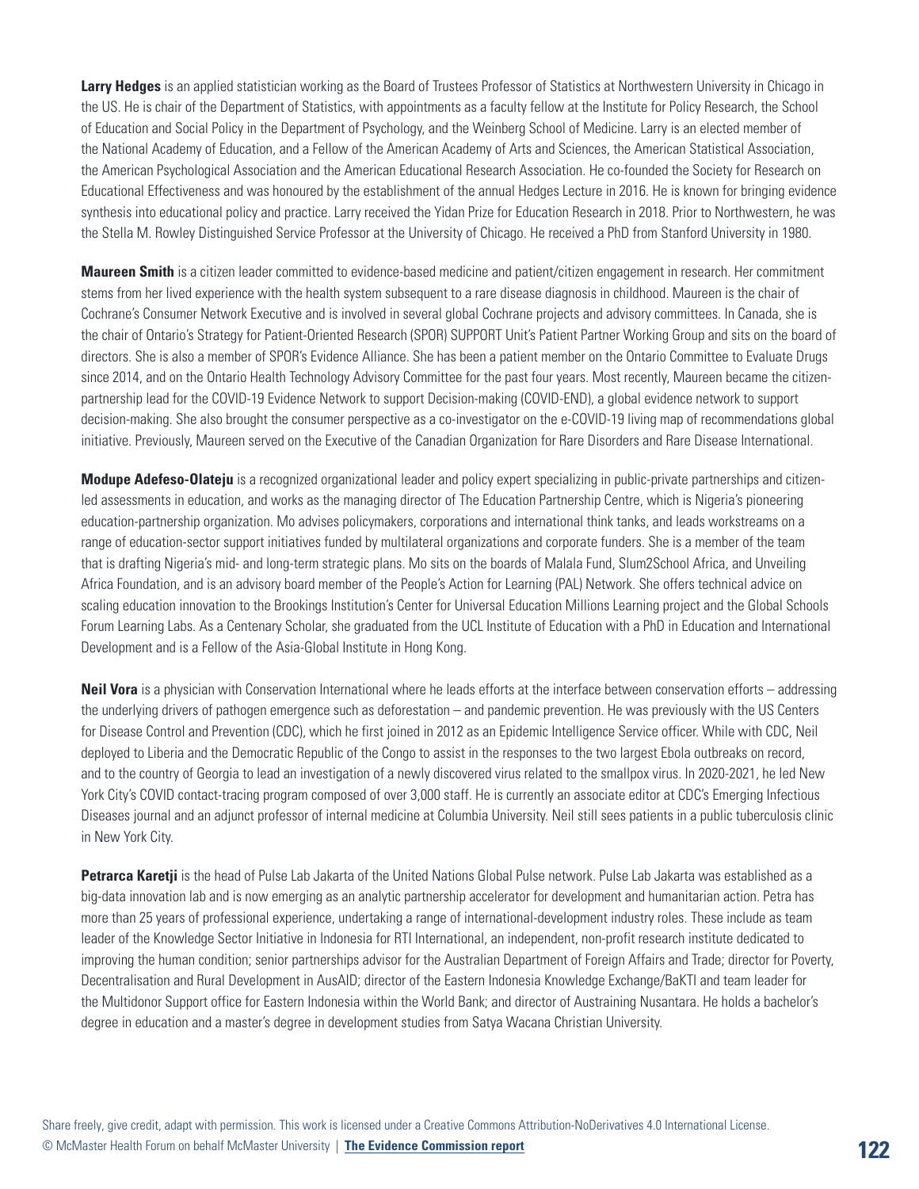**Larry Hedges** is an applied statistician working as the Board of Trustees Professor of Statistics at Northwestern University in Chicago in the US. He is chair of the Department of Statistics, with appointments as a faculty fellow at the Institute for Policy Research, the School of Education and Social Policy in the Department of Psychology, and the Weinberg School of Medicine. Larry is an elected member of the National Academy of Education, and a Fellow of the American Academy of Arts and Sciences, the American Statistical Association, the American Psychological Association and the American Educational Research Association. He co-founded the Society for Research on Educational Effectiveness and was honoured by the establishment of the annual Hedges Lecture in 2016. He is known for bringing evidence synthesis into educational policy and practice. Larry received the Yidan Prize for Education Research in 2018. Prior to Northwestern, he was the Stella M. Rowley Distinguished Service Professor at the University of Chicago. He received a PhD from Stanford University in 1980.

**Maureen Smith** is a citizen leader committed to evidence-based medicine and patient/citizen engagement in research. Her commitment stems from her lived experience with the health system subsequent to a rare disease diagnosis in childhood. Maureen is the chair of Cochrane's Consumer Network Executive and is involved in several global Cochrane projects and advisory committees. In Canada, she is the chair of Ontario's Strategy for Patient-Oriented Research (SPOR) SUPPORT Unit's Patient Partner Working Group and sits on the board of directors. She is also a member of SPOR's Evidence Alliance. She has been a patient member on the Ontario Committee to Evaluate Drugs since 2014, and on the Ontario Health Technology Advisory Committee for the past four years. Most recently, Maureen became the citizen-partnership lead for the COVID-19 Evidence Network to support Decision-making (COVID-END), a global evidence network to support decision-making. She also brought the consumer perspective as a co-investigator on the e-COVID-19 living map of recommendations global initiative. Previously, Maureen served on the Executive of the Canadian Organization for Rare Disorders and Rare Disease International.

**Modupe Adefeso-Olateju** is a recognized organizational leader and policy expert specializing in public-private partnerships and citizen-led assessments in education, and works as the managing director of The Education Partnership Centre, which is Nigeria's pioneering education-partnership organization. Mo advises policymakers, corporations and international think tanks, and leads workstreams on a range of education-sector support initiatives funded by multilateral organizations and corporate funders. She is a member of the team that is drafting Nigeria's mid- and long-term strategic plans. Mo sits on the boards of Malala Fund, Slum2School Africa, and Unveiling Africa Foundation, and is an advisory board member of the People's Action for Learning (PAL) Network. She offers technical advice on scaling education innovation to the Brookings Institution's Center for Universal Education Millions Learning project and the Global Schools Forum Learning Labs. As a Centenary Scholar, she graduated from the UCL Institute of Education with a PhD in Education and International Development and is a Fellow of the Asia-Global Institute in Hong Kong.

**Neil Vora** is a physician with Conservation International where he leads efforts at the interface between conservation efforts – addressing the underlying drivers of pathogen emergence such as deforestation – and pandemic prevention. He was previously with the US Centers for Disease Control and Prevention (CDC), which he first joined in 2012 as an Epidemic Intelligence Service officer. While with CDC, Neil deployed to Liberia and the Democratic Republic of the Congo to assist in the responses to the two largest Ebola outbreaks on record, and to the country of Georgia to lead an investigation of a newly discovered virus related to the smallpox virus. In 2020-2021, he led New York City's COVID contact-tracing program composed of over 3,000 staff. He is currently an associate editor at CDC's Emerging Infectious Diseases journal and an adjunct professor of internal medicine at Columbia University. Neil still sees patients in a public tuberculosis clinic in New York City.

**Petrarca Karetji** is the head of Pulse Lab Jakarta of the United Nations Global Pulse network. Pulse Lab Jakarta was established as a big-data innovation lab and is now emerging as an analytic partnership accelerator for development and humanitarian action. Petra has more than 25 years of professional experience, undertaking a range of international-development industry roles. These include as team leader of the Knowledge Sector Initiative in Indonesia for RTI International, an independent, non-profit research institute dedicated to improving the human condition; senior partnerships advisor for the Australian Department of Foreign Affairs and Trade; director for Poverty, Decentralisation and Rural Development in AusAID; director of the Eastern Indonesia Knowledge Exchange/BaKTI and team leader for the Multidonor Support office for Eastern Indonesia within the World Bank; and director of Austraining Nusantara. He holds a bachelor's degree in education and a master's degree in development studies from Satya Wacana Christian University.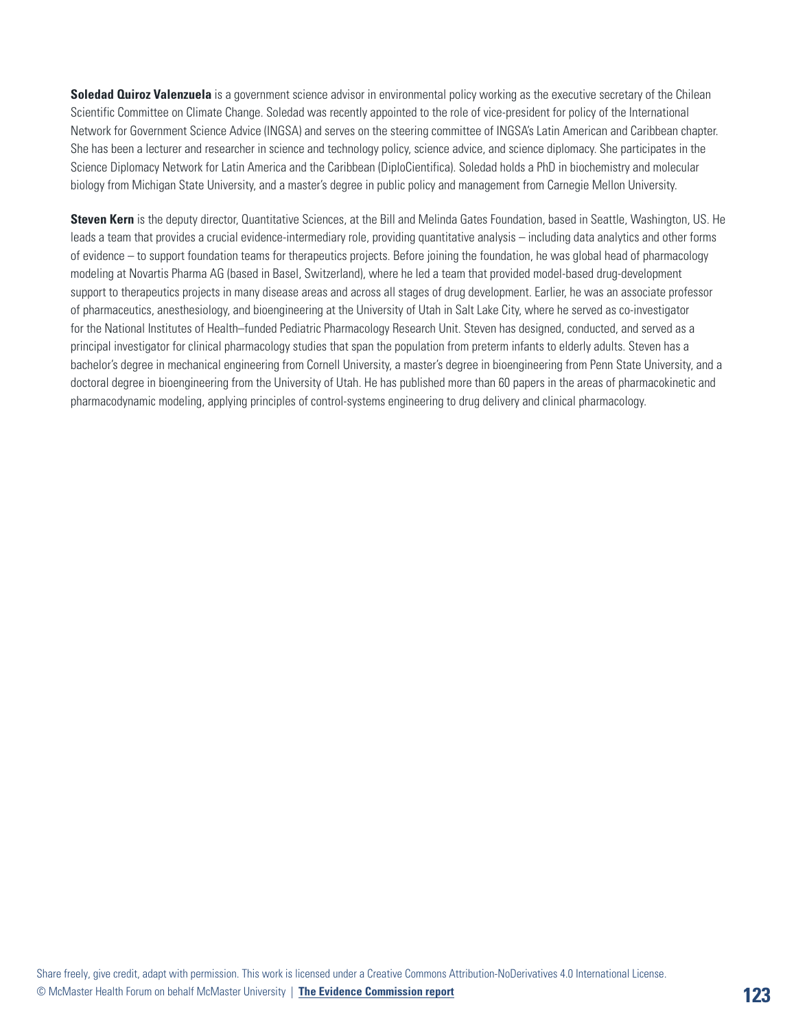**Soledad Quiroz Valenzuela** is a government science advisor in environmental policy working as the executive secretary of the Chilean Scientific Committee on Climate Change. Soledad was recently appointed to the role of vice-president for policy of the International Network for Government Science Advice (INGSA) and serves on the steering committee of INGSA's Latin American and Caribbean chapter. She has been a lecturer and researcher in science and technology policy, science advice, and science diplomacy. She participates in the Science Diplomacy Network for Latin America and the Caribbean (DiploCientifica). Soledad holds a PhD in biochemistry and molecular biology from Michigan State University, and a master's degree in public policy and management from Carnegie Mellon University.

**Steven Kern** is the deputy director, Quantitative Sciences, at the Bill and Melinda Gates Foundation, based in Seattle, Washington, US. He leads a team that provides a crucial evidence-intermediary role, providing quantitative analysis – including data analytics and other forms of evidence – to support foundation teams for therapeutics projects. Before joining the foundation, he was global head of pharmacology modeling at Novartis Pharma AG (based in Basel, Switzerland), where he led a team that provided model-based drug-development support to therapeutics projects in many disease areas and across all stages of drug development. Earlier, he was an associate professor of pharmaceutics, anesthesiology, and bioengineering at the University of Utah in Salt Lake City, where he served as co-investigator for the National Institutes of Health–funded Pediatric Pharmacology Research Unit. Steven has designed, conducted, and served as a principal investigator for clinical pharmacology studies that span the population from preterm infants to elderly adults. Steven has a bachelor's degree in mechanical engineering from Cornell University, a master's degree in bioengineering from Penn State University, and a doctoral degree in bioengineering from the University of Utah. He has published more than 60 papers in the areas of pharmacokinetic and pharmacodynamic modeling, applying principles of control-systems engineering to drug delivery and clinical pharmacology.